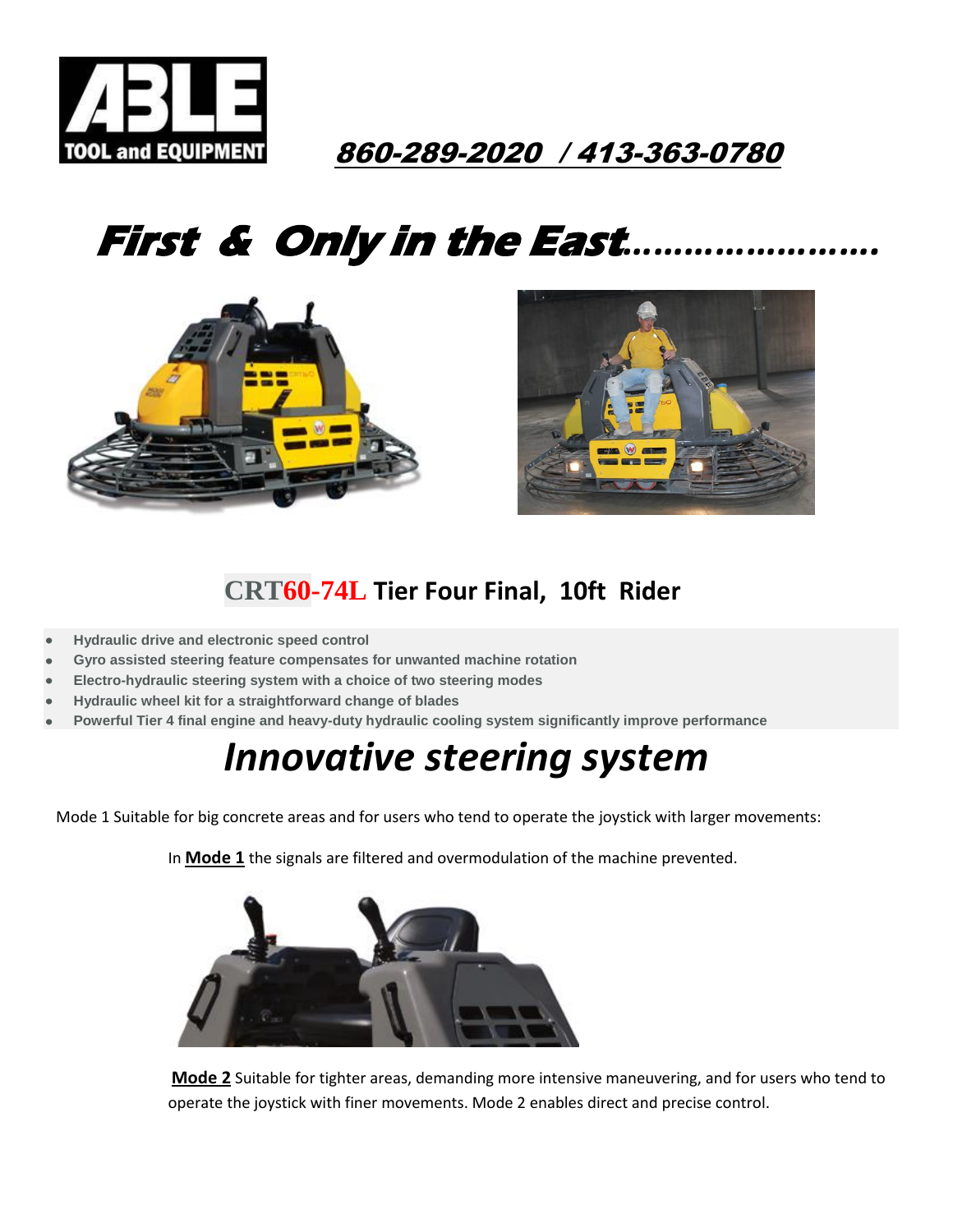ABLE TOOL and EQUIPMENT

**860-289-2020 / 413-363-0780**

# *First & Only in the East……………………*

## CRT60-74L Tier Four Final, 10ft Rider

- **Hydraulic drive and electronic speed control**
- **Gyro assisted steering feature compensates for unwanted machine rotation**
- **Electro-hydraulic steering system with a choice of two steering modes**
- **Hydraulic wheel kit for a straightforward change of blades**
- **Powerful Tier 4 final engine and heavy-duty hydraulic cooling system significantly improve performance**

# *Innovative steering system*

Mode 1 Suitable for big concrete areas and for users who tend to operate the joystick with larger movements:

In **Mode 1** the signals are filtered and overmodulation of the machine prevented.

**Mode 2** Suitable for tighter areas, demanding more intensive maneuvering, and for users who tend to operate the joystick with finer movements. Mode 2 enables direct and precise control.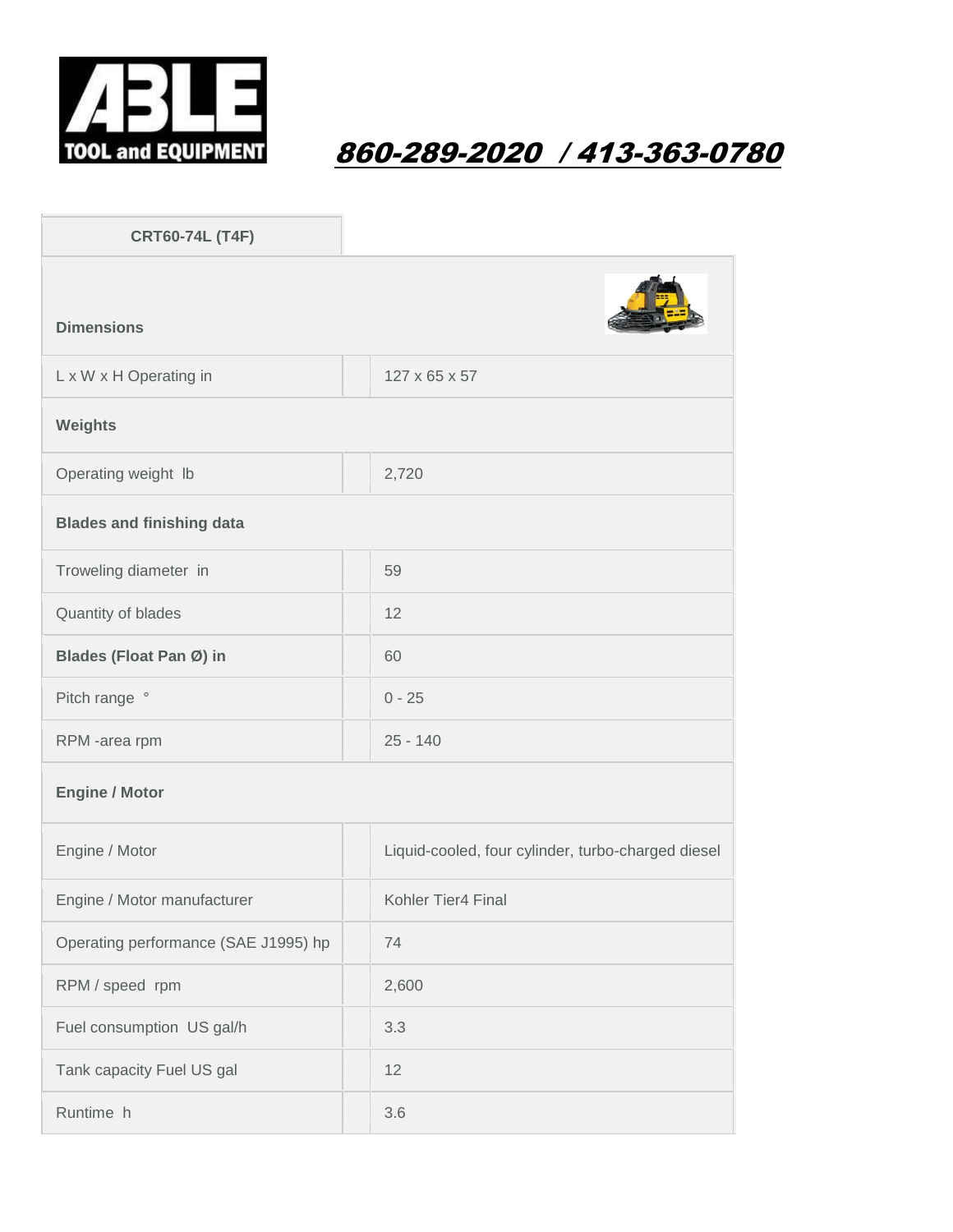**ABLE TOOL and EQUIPMENT**

860-289-2020 / 413-363-0780

**CRT60-74L (T4F)**

| | |
|---|---|
| **Dimensions** | |
| L x W x H Operating in | 127 x 65 x 57 |
| **Weights** | |
| Operating weight lb | 2,720 |
| **Blades and finishing data** | |
| Troweling diameter in | 59 |
| Quantity of blades | 12 |
| **Blades (Float Pan Ø) in** | 60 |
| Pitch range ° | 0 - 25 |
| RPM -area rpm | 25 - 140 |
| **Engine / Motor** | |
| Engine / Motor | Liquid-cooled, four cylinder, turbo-charged diesel |
| Engine / Motor manufacturer | Kohler Tier4 Final |
| Operating performance (SAE J1995) hp | 74 |
| RPM / speed rpm | 2,600 |
| Fuel consumption US gal/h | 3.3 |
| Tank capacity Fuel US gal | 12 |
| Runtime h | 3.6 |